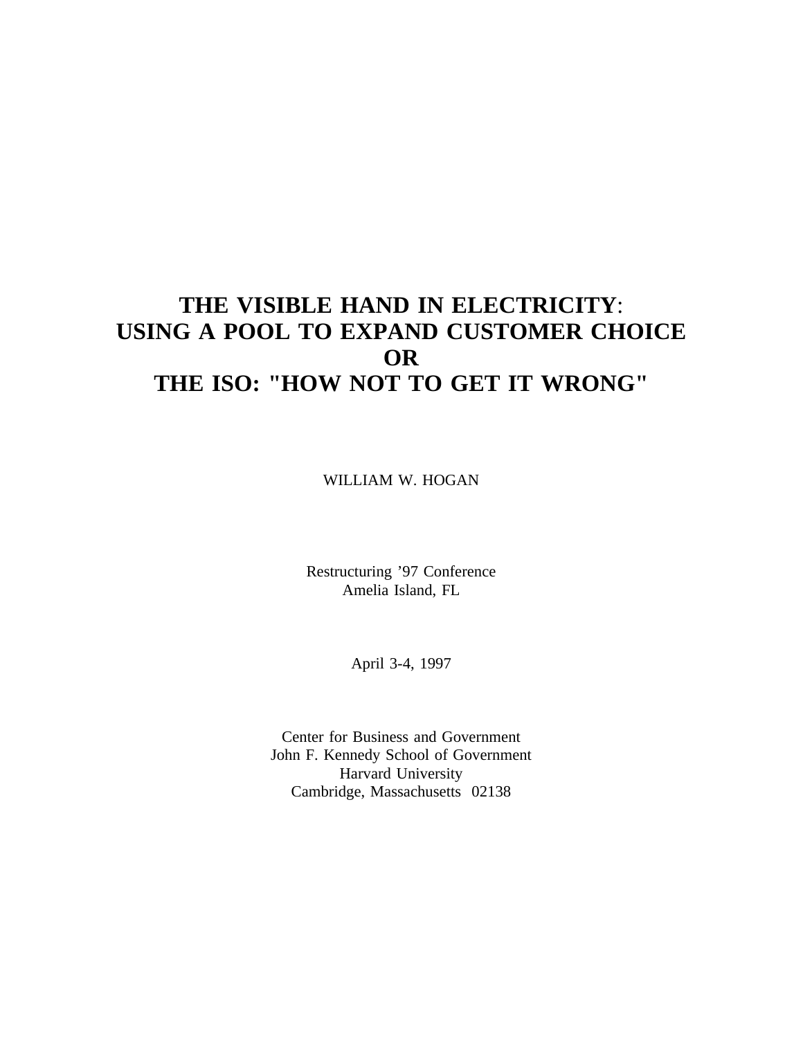# THE VISIBLE HAND IN ELECTRICITY: USING A POOL TO EXPAND CUSTOMER CHOICE OR THE ISO: "HOW NOT TO GET IT WRONG"

WILLIAM W. HOGAN

Restructuring '97 Conference
Amelia Island, FL

April 3-4, 1997

Center for Business and Government
John F. Kennedy School of Government
Harvard University
Cambridge, Massachusetts 02138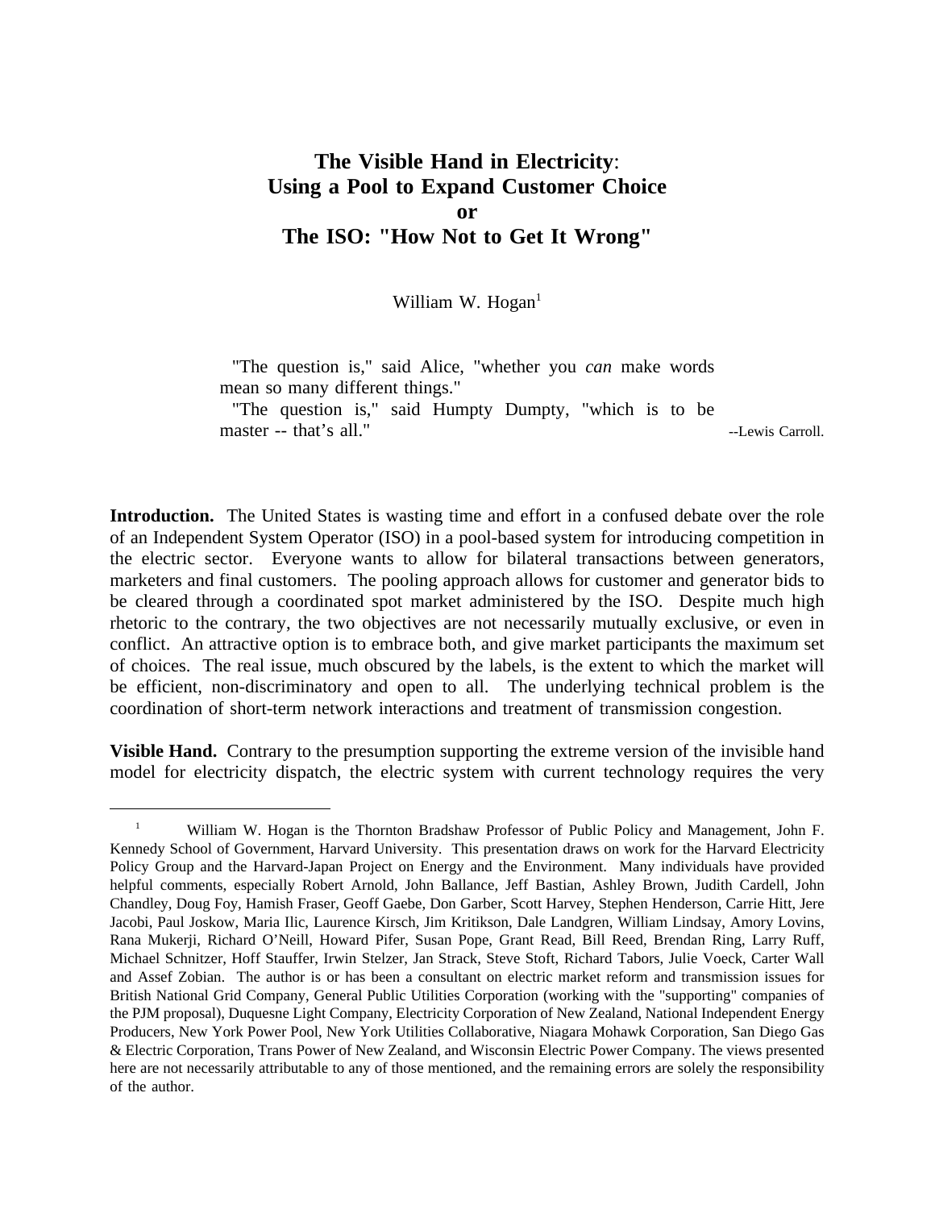# The Visible Hand in Electricity: Using a Pool to Expand Customer Choice or The ISO: "How Not to Get It Wrong"

William W. Hogan[1]

> "The question is," said Alice, "whether you *can* make words mean so many different things."
> "The question is," said Humpty Dumpty, "which is to be master -- that's all." --Lewis Carroll.

**Introduction.** The United States is wasting time and effort in a confused debate over the role of an Independent System Operator (ISO) in a pool-based system for introducing competition in the electric sector. Everyone wants to allow for bilateral transactions between generators, marketers and final customers. The pooling approach allows for customer and generator bids to be cleared through a coordinated spot market administered by the ISO. Despite much high rhetoric to the contrary, the two objectives are not necessarily mutually exclusive, or even in conflict. An attractive option is to embrace both, and give market participants the maximum set of choices. The real issue, much obscured by the labels, is the extent to which the market will be efficient, non-discriminatory and open to all. The underlying technical problem is the coordination of short-term network interactions and treatment of transmission congestion.

**Visible Hand.** Contrary to the presumption supporting the extreme version of the invisible hand model for electricity dispatch, the electric system with current technology requires the very

---

[1] William W. Hogan is the Thornton Bradshaw Professor of Public Policy and Management, John F. Kennedy School of Government, Harvard University. This presentation draws on work for the Harvard Electricity Policy Group and the Harvard-Japan Project on Energy and the Environment. Many individuals have provided helpful comments, especially Robert Arnold, John Ballance, Jeff Bastian, Ashley Brown, Judith Cardell, John Chandley, Doug Foy, Hamish Fraser, Geoff Gaebe, Don Garber, Scott Harvey, Stephen Henderson, Carrie Hitt, Jere Jacobi, Paul Joskow, Maria Ilic, Laurence Kirsch, Jim Kritikson, Dale Landgren, William Lindsay, Amory Lovins, Rana Mukerji, Richard O'Neill, Howard Pifer, Susan Pope, Grant Read, Bill Reed, Brendan Ring, Larry Ruff, Michael Schnitzer, Hoff Stauffer, Irwin Stelzer, Jan Strack, Steve Stoft, Richard Tabors, Julie Voeck, Carter Wall and Assef Zobian. The author is or has been a consultant on electric market reform and transmission issues for British National Grid Company, General Public Utilities Corporation (working with the "supporting" companies of the PJM proposal), Duquesne Light Company, Electricity Corporation of New Zealand, National Independent Energy Producers, New York Power Pool, New York Utilities Collaborative, Niagara Mohawk Corporation, San Diego Gas & Electric Corporation, Trans Power of New Zealand, and Wisconsin Electric Power Company. The views presented here are not necessarily attributable to any of those mentioned, and the remaining errors are solely the responsibility of the author.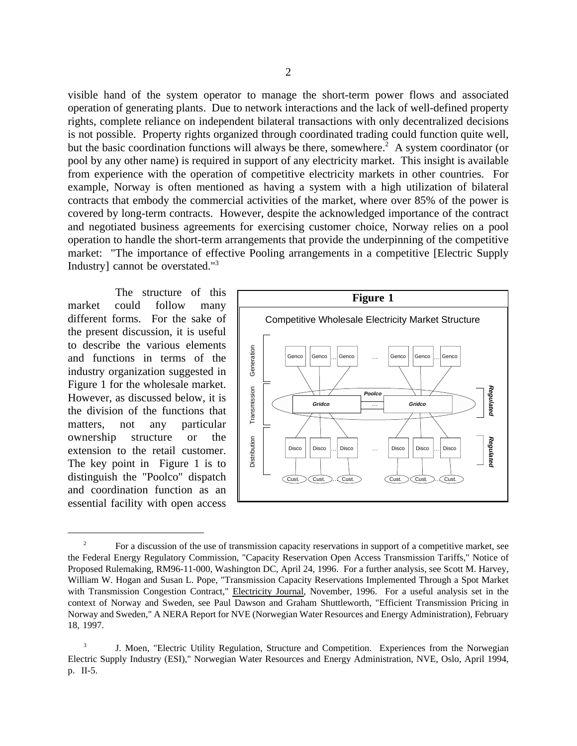visible hand of the system operator to manage the short-term power flows and associated operation of generating plants. Due to network interactions and the lack of well-defined property rights, complete reliance on independent bilateral transactions with only decentralized decisions is not possible. Property rights organized through coordinated trading could function quite well, but the basic coordination functions will always be there, somewhere.[2] A system coordinator (or pool by any other name) is required in support of any electricity market. This insight is available from experience with the operation of competitive electricity markets in other countries. For example, Norway is often mentioned as having a system with a high utilization of bilateral contracts that embody the commercial activities of the market, where over 85% of the power is covered by long-term contracts. However, despite the acknowledged importance of the contract and negotiated business agreements for exercising customer choice, Norway relies on a pool operation to handle the short-term arrangements that provide the underpinning of the competitive market: "The importance of effective Pooling arrangements in a competitive [Electric Supply Industry] cannot be overstated."[3]

The structure of this market could follow many different forms. For the sake of the present discussion, it is useful to describe the various elements and functions in terms of the industry organization suggested in Figure 1 for the wholesale market. However, as discussed below, it is the division of the functions that matters, not any particular ownership structure or the extension to the retail customer. The key point in Figure 1 is to distinguish the "Poolco" dispatch and coordination function as an essential facility with open access

**Figure 1**

Competitive Wholesale Electricity Market Structure

---

[2] For a discussion of the use of transmission capacity reservations in support of a competitive market, see the Federal Energy Regulatory Commission, "Capacity Reservation Open Access Transmission Tariffs," Notice of Proposed Rulemaking, RM96-11-000, Washington DC, April 24, 1996. For a further analysis, see Scott M. Harvey, William W. Hogan and Susan L. Pope, "Transmission Capacity Reservations Implemented Through a Spot Market with Transmission Congestion Contract," Electricity Journal, November, 1996. For a useful analysis set in the context of Norway and Sweden, see Paul Dawson and Graham Shuttleworth, "Efficient Transmission Pricing in Norway and Sweden," A NERA Report for NVE (Norwegian Water Resources and Energy Administration), February 18, 1997.

[3] J. Moen, "Electric Utility Regulation, Structure and Competition. Experiences from the Norwegian Electric Supply Industry (ESI)," Norwegian Water Resources and Energy Administration, NVE, Oslo, April 1994, p. II-5.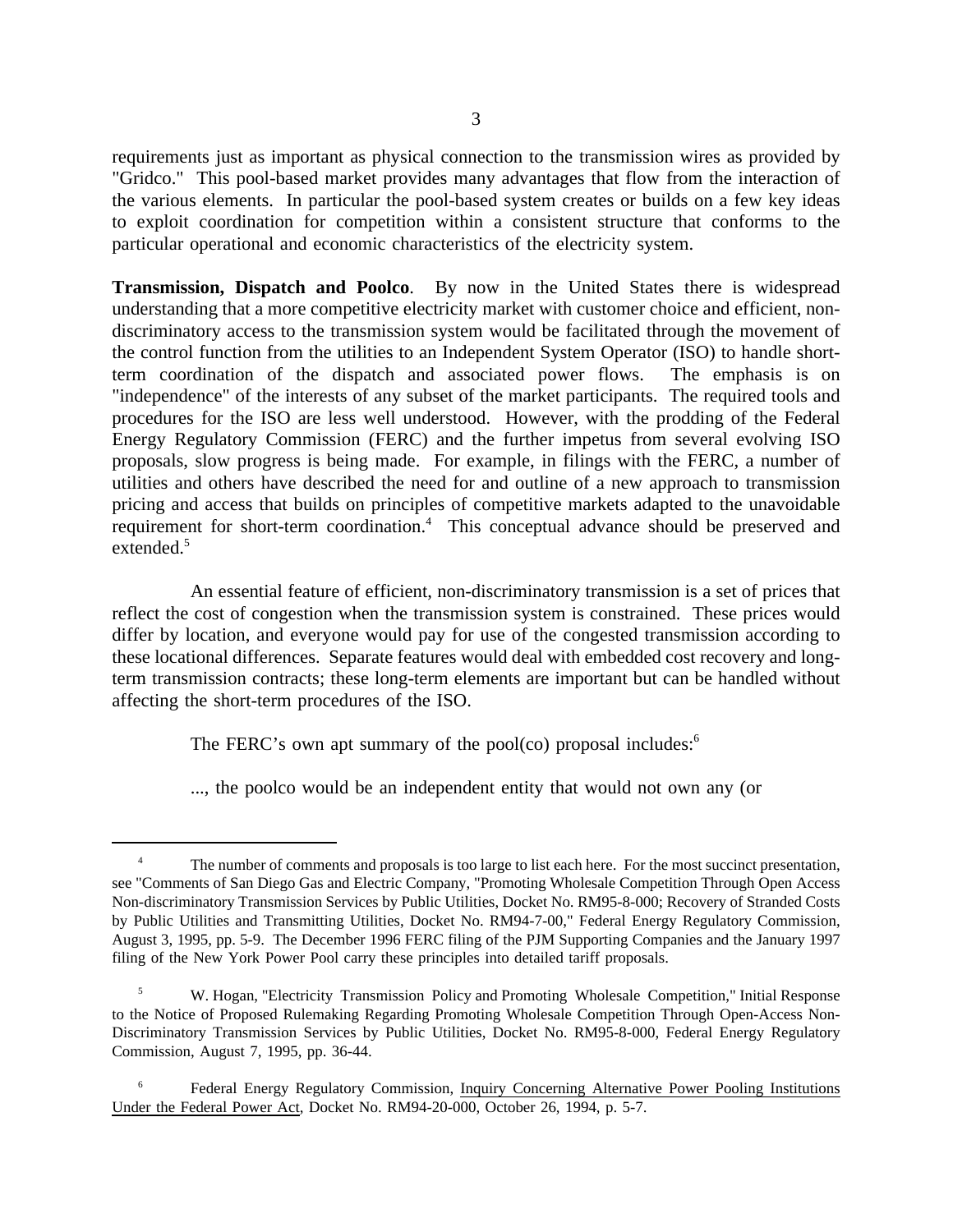requirements just as important as physical connection to the transmission wires as provided by "Gridco." This pool-based market provides many advantages that flow from the interaction of the various elements. In particular the pool-based system creates or builds on a few key ideas to exploit coordination for competition within a consistent structure that conforms to the particular operational and economic characteristics of the electricity system.

**Transmission, Dispatch and Poolco**. By now in the United States there is widespread understanding that a more competitive electricity market with customer choice and efficient, non-discriminatory access to the transmission system would be facilitated through the movement of the control function from the utilities to an Independent System Operator (ISO) to handle short-term coordination of the dispatch and associated power flows. The emphasis is on "independence" of the interests of any subset of the market participants. The required tools and procedures for the ISO are less well understood. However, with the prodding of the Federal Energy Regulatory Commission (FERC) and the further impetus from several evolving ISO proposals, slow progress is being made. For example, in filings with the FERC, a number of utilities and others have described the need for and outline of a new approach to transmission pricing and access that builds on principles of competitive markets adapted to the unavoidable requirement for short-term coordination.[4] This conceptual advance should be preserved and extended.[5]

An essential feature of efficient, non-discriminatory transmission is a set of prices that reflect the cost of congestion when the transmission system is constrained. These prices would differ by location, and everyone would pay for use of the congested transmission according to these locational differences. Separate features would deal with embedded cost recovery and long-term transmission contracts; these long-term elements are important but can be handled without affecting the short-term procedures of the ISO.

The FERC's own apt summary of the pool(co) proposal includes:[6]

> ..., the poolco would be an independent entity that would not own any (or

---

[4] The number of comments and proposals is too large to list each here. For the most succinct presentation, see "Comments of San Diego Gas and Electric Company, "Promoting Wholesale Competition Through Open Access Non-discriminatory Transmission Services by Public Utilities, Docket No. RM95-8-000; Recovery of Stranded Costs by Public Utilities and Transmitting Utilities, Docket No. RM94-7-00," Federal Energy Regulatory Commission, August 3, 1995, pp. 5-9. The December 1996 FERC filing of the PJM Supporting Companies and the January 1997 filing of the New York Power Pool carry these principles into detailed tariff proposals.

[5] W. Hogan, "Electricity Transmission Policy and Promoting Wholesale Competition," Initial Response to the Notice of Proposed Rulemaking Regarding Promoting Wholesale Competition Through Open-Access Non-Discriminatory Transmission Services by Public Utilities, Docket No. RM95-8-000, Federal Energy Regulatory Commission, August 7, 1995, pp. 36-44.

[6] Federal Energy Regulatory Commission, Inquiry Concerning Alternative Power Pooling Institutions Under the Federal Power Act, Docket No. RM94-20-000, October 26, 1994, p. 5-7.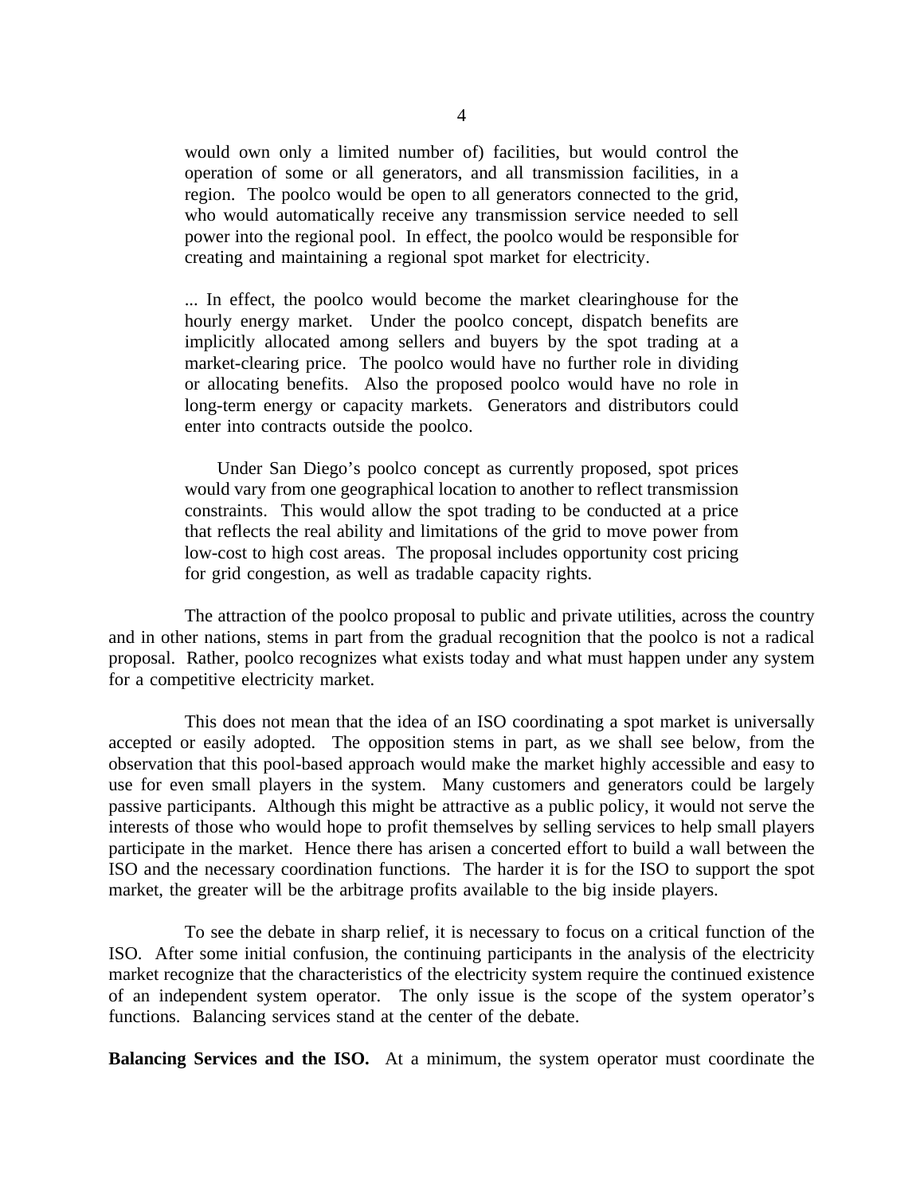> would own only a limited number of) facilities, but would control the operation of some or all generators, and all transmission facilities, in a region. The poolco would be open to all generators connected to the grid, who would automatically receive any transmission service needed to sell power into the regional pool. In effect, the poolco would be responsible for creating and maintaining a regional spot market for electricity.
>
> ... In effect, the poolco would become the market clearinghouse for the hourly energy market. Under the poolco concept, dispatch benefits are implicitly allocated among sellers and buyers by the spot trading at a market-clearing price. The poolco would have no further role in dividing or allocating benefits. Also the proposed poolco would have no role in long-term energy or capacity markets. Generators and distributors could enter into contracts outside the poolco.
>
> Under San Diego's poolco concept as currently proposed, spot prices would vary from one geographical location to another to reflect transmission constraints. This would allow the spot trading to be conducted at a price that reflects the real ability and limitations of the grid to move power from low-cost to high cost areas. The proposal includes opportunity cost pricing for grid congestion, as well as tradable capacity rights.

The attraction of the poolco proposal to public and private utilities, across the country and in other nations, stems in part from the gradual recognition that the poolco is not a radical proposal. Rather, poolco recognizes what exists today and what must happen under any system for a competitive electricity market.

This does not mean that the idea of an ISO coordinating a spot market is universally accepted or easily adopted. The opposition stems in part, as we shall see below, from the observation that this pool-based approach would make the market highly accessible and easy to use for even small players in the system. Many customers and generators could be largely passive participants. Although this might be attractive as a public policy, it would not serve the interests of those who would hope to profit themselves by selling services to help small players participate in the market. Hence there has arisen a concerted effort to build a wall between the ISO and the necessary coordination functions. The harder it is for the ISO to support the spot market, the greater will be the arbitrage profits available to the big inside players.

To see the debate in sharp relief, it is necessary to focus on a critical function of the ISO. After some initial confusion, the continuing participants in the analysis of the electricity market recognize that the characteristics of the electricity system require the continued existence of an independent system operator. The only issue is the scope of the system operator's functions. Balancing services stand at the center of the debate.

**Balancing Services and the ISO.** At a minimum, the system operator must coordinate the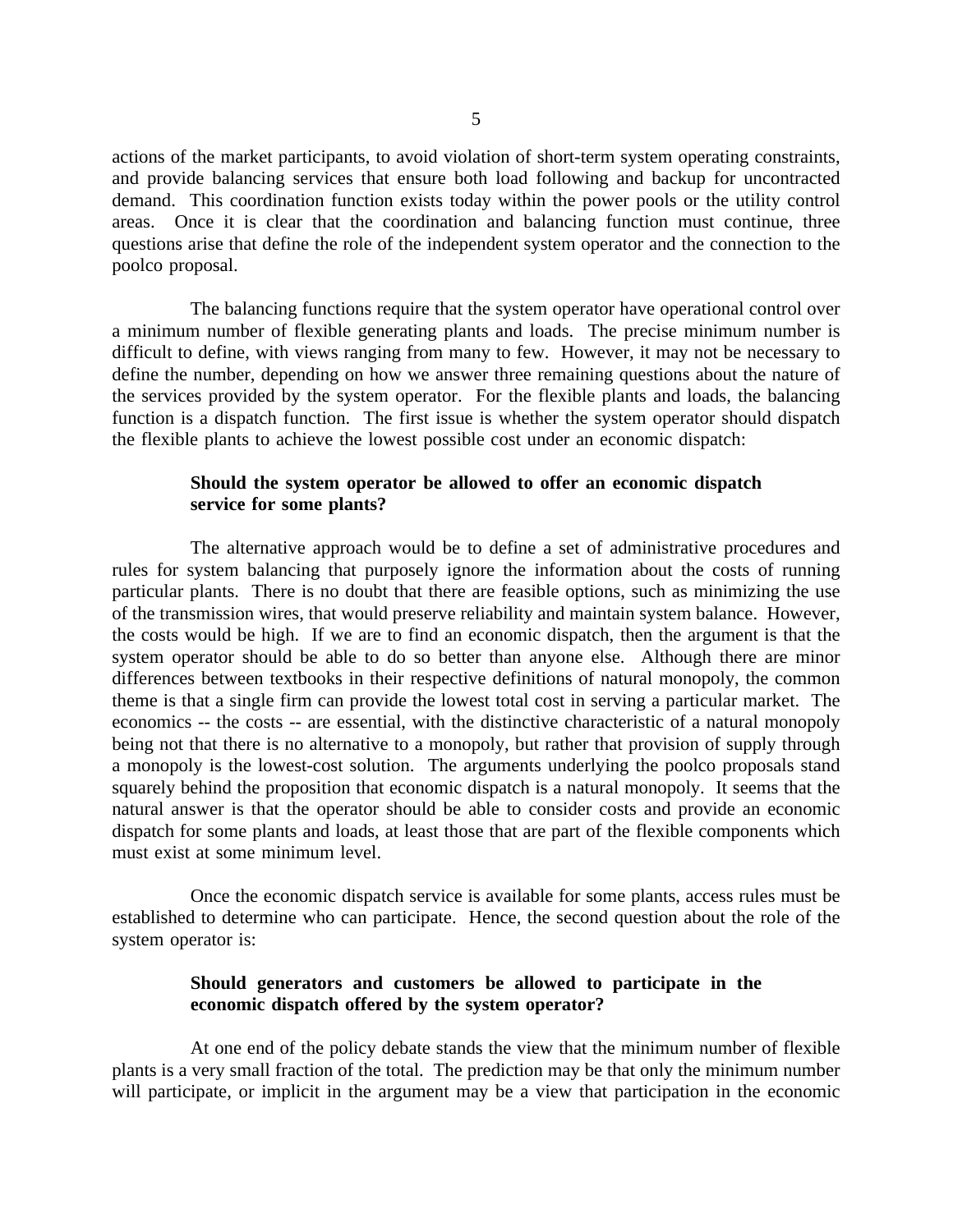actions of the market participants, to avoid violation of short-term system operating constraints, and provide balancing services that ensure both load following and backup for uncontracted demand. This coordination function exists today within the power pools or the utility control areas. Once it is clear that the coordination and balancing function must continue, three questions arise that define the role of the independent system operator and the connection to the poolco proposal.

The balancing functions require that the system operator have operational control over a minimum number of flexible generating plants and loads. The precise minimum number is difficult to define, with views ranging from many to few. However, it may not be necessary to define the number, depending on how we answer three remaining questions about the nature of the services provided by the system operator. For the flexible plants and loads, the balancing function is a dispatch function. The first issue is whether the system operator should dispatch the flexible plants to achieve the lowest possible cost under an economic dispatch:

> **Should the system operator be allowed to offer an economic dispatch service for some plants?**

The alternative approach would be to define a set of administrative procedures and rules for system balancing that purposely ignore the information about the costs of running particular plants. There is no doubt that there are feasible options, such as minimizing the use of the transmission wires, that would preserve reliability and maintain system balance. However, the costs would be high. If we are to find an economic dispatch, then the argument is that the system operator should be able to do so better than anyone else. Although there are minor differences between textbooks in their respective definitions of natural monopoly, the common theme is that a single firm can provide the lowest total cost in serving a particular market. The economics -- the costs -- are essential, with the distinctive characteristic of a natural monopoly being not that there is no alternative to a monopoly, but rather that provision of supply through a monopoly is the lowest-cost solution. The arguments underlying the poolco proposals stand squarely behind the proposition that economic dispatch is a natural monopoly. It seems that the natural answer is that the operator should be able to consider costs and provide an economic dispatch for some plants and loads, at least those that are part of the flexible components which must exist at some minimum level.

Once the economic dispatch service is available for some plants, access rules must be established to determine who can participate. Hence, the second question about the role of the system operator is:

> **Should generators and customers be allowed to participate in the economic dispatch offered by the system operator?**

At one end of the policy debate stands the view that the minimum number of flexible plants is a very small fraction of the total. The prediction may be that only the minimum number will participate, or implicit in the argument may be a view that participation in the economic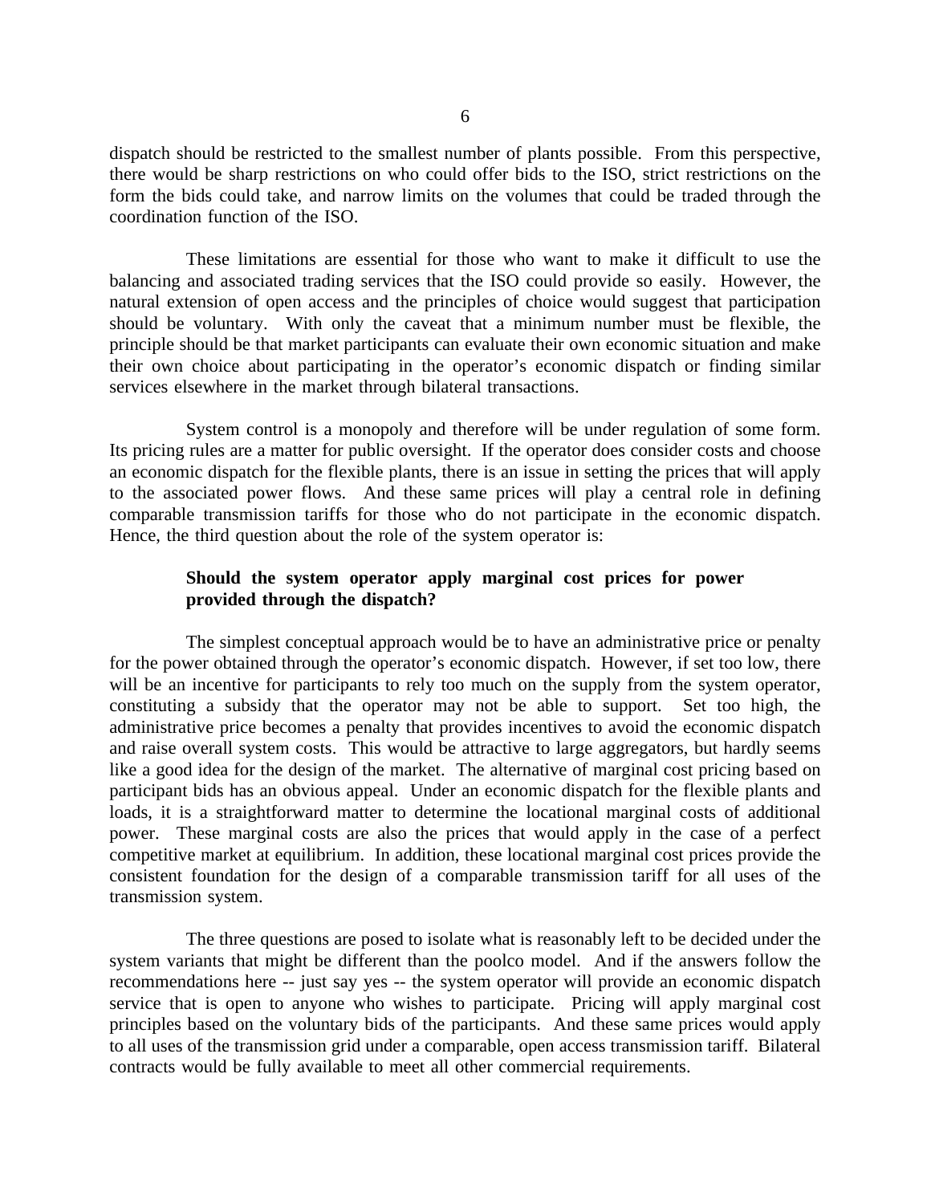dispatch should be restricted to the smallest number of plants possible. From this perspective, there would be sharp restrictions on who could offer bids to the ISO, strict restrictions on the form the bids could take, and narrow limits on the volumes that could be traded through the coordination function of the ISO.

These limitations are essential for those who want to make it difficult to use the balancing and associated trading services that the ISO could provide so easily. However, the natural extension of open access and the principles of choice would suggest that participation should be voluntary. With only the caveat that a minimum number must be flexible, the principle should be that market participants can evaluate their own economic situation and make their own choice about participating in the operator's economic dispatch or finding similar services elsewhere in the market through bilateral transactions.

System control is a monopoly and therefore will be under regulation of some form. Its pricing rules are a matter for public oversight. If the operator does consider costs and choose an economic dispatch for the flexible plants, there is an issue in setting the prices that will apply to the associated power flows. And these same prices will play a central role in defining comparable transmission tariffs for those who do not participate in the economic dispatch. Hence, the third question about the role of the system operator is:

> **Should the system operator apply marginal cost prices for power provided through the dispatch?**

The simplest conceptual approach would be to have an administrative price or penalty for the power obtained through the operator's economic dispatch. However, if set too low, there will be an incentive for participants to rely too much on the supply from the system operator, constituting a subsidy that the operator may not be able to support. Set too high, the administrative price becomes a penalty that provides incentives to avoid the economic dispatch and raise overall system costs. This would be attractive to large aggregators, but hardly seems like a good idea for the design of the market. The alternative of marginal cost pricing based on participant bids has an obvious appeal. Under an economic dispatch for the flexible plants and loads, it is a straightforward matter to determine the locational marginal costs of additional power. These marginal costs are also the prices that would apply in the case of a perfect competitive market at equilibrium. In addition, these locational marginal cost prices provide the consistent foundation for the design of a comparable transmission tariff for all uses of the transmission system.

The three questions are posed to isolate what is reasonably left to be decided under the system variants that might be different than the poolco model. And if the answers follow the recommendations here -- just say yes -- the system operator will provide an economic dispatch service that is open to anyone who wishes to participate. Pricing will apply marginal cost principles based on the voluntary bids of the participants. And these same prices would apply to all uses of the transmission grid under a comparable, open access transmission tariff. Bilateral contracts would be fully available to meet all other commercial requirements.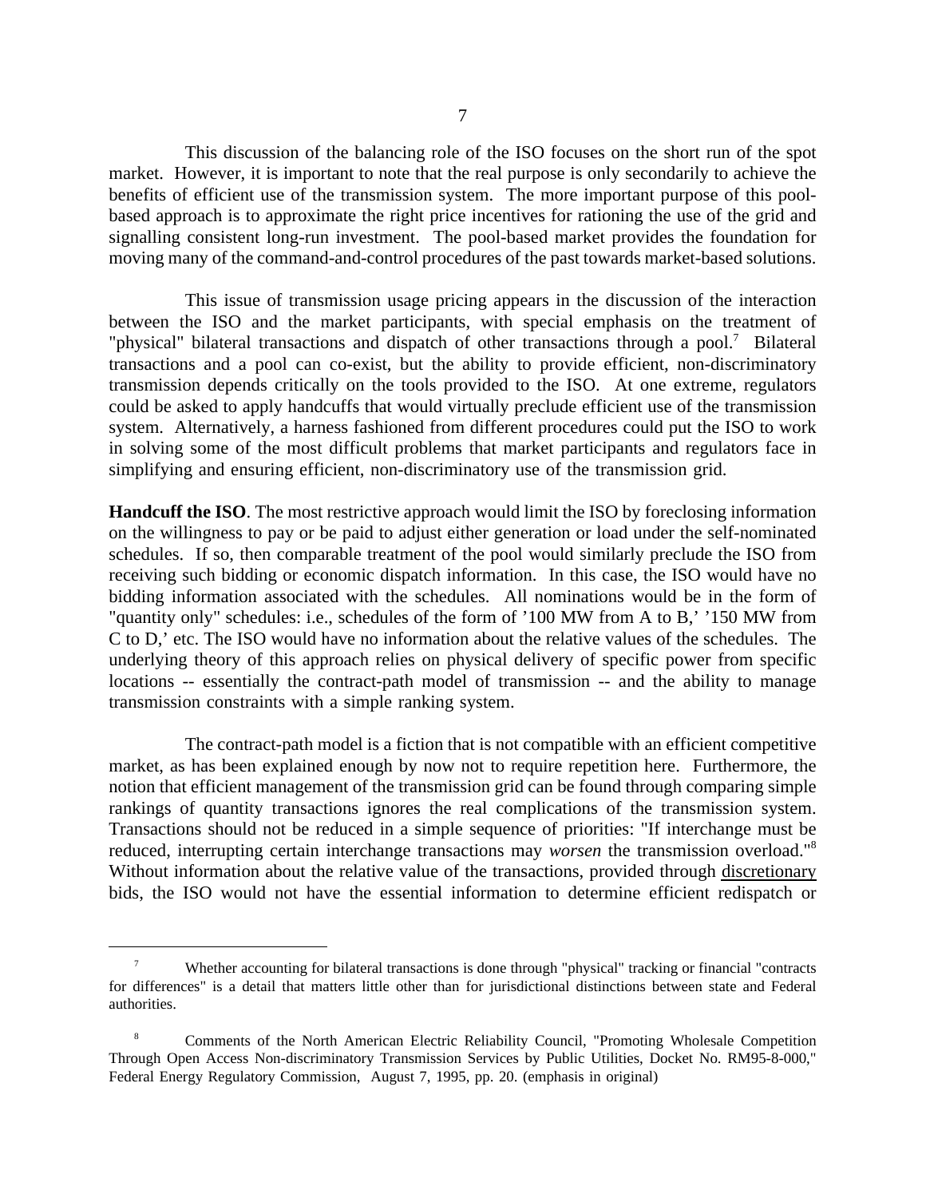This discussion of the balancing role of the ISO focuses on the short run of the spot market. However, it is important to note that the real purpose is only secondarily to achieve the benefits of efficient use of the transmission system. The more important purpose of this pool-based approach is to approximate the right price incentives for rationing the use of the grid and signalling consistent long-run investment. The pool-based market provides the foundation for moving many of the command-and-control procedures of the past towards market-based solutions.

This issue of transmission usage pricing appears in the discussion of the interaction between the ISO and the market participants, with special emphasis on the treatment of "physical" bilateral transactions and dispatch of other transactions through a pool.[7] Bilateral transactions and a pool can co-exist, but the ability to provide efficient, non-discriminatory transmission depends critically on the tools provided to the ISO. At one extreme, regulators could be asked to apply handcuffs that would virtually preclude efficient use of the transmission system. Alternatively, a harness fashioned from different procedures could put the ISO to work in solving some of the most difficult problems that market participants and regulators face in simplifying and ensuring efficient, non-discriminatory use of the transmission grid.

**Handcuff the ISO**. The most restrictive approach would limit the ISO by foreclosing information on the willingness to pay or be paid to adjust either generation or load under the self-nominated schedules. If so, then comparable treatment of the pool would similarly preclude the ISO from receiving such bidding or economic dispatch information. In this case, the ISO would have no bidding information associated with the schedules. All nominations would be in the form of "quantity only" schedules: i.e., schedules of the form of '100 MW from A to B,' '150 MW from C to D,' etc. The ISO would have no information about the relative values of the schedules. The underlying theory of this approach relies on physical delivery of specific power from specific locations -- essentially the contract-path model of transmission -- and the ability to manage transmission constraints with a simple ranking system.

The contract-path model is a fiction that is not compatible with an efficient competitive market, as has been explained enough by now not to require repetition here. Furthermore, the notion that efficient management of the transmission grid can be found through comparing simple rankings of quantity transactions ignores the real complications of the transmission system. Transactions should not be reduced in a simple sequence of priorities: "If interchange must be reduced, interrupting certain interchange transactions may *worsen* the transmission overload."[8] Without information about the relative value of the transactions, provided through discretionary bids, the ISO would not have the essential information to determine efficient redispatch or

---

[7] Whether accounting for bilateral transactions is done through "physical" tracking or financial "contracts for differences" is a detail that matters little other than for jurisdictional distinctions between state and Federal authorities.

[8] Comments of the North American Electric Reliability Council, "Promoting Wholesale Competition Through Open Access Non-discriminatory Transmission Services by Public Utilities, Docket No. RM95-8-000," Federal Energy Regulatory Commission, August 7, 1995, pp. 20. (emphasis in original)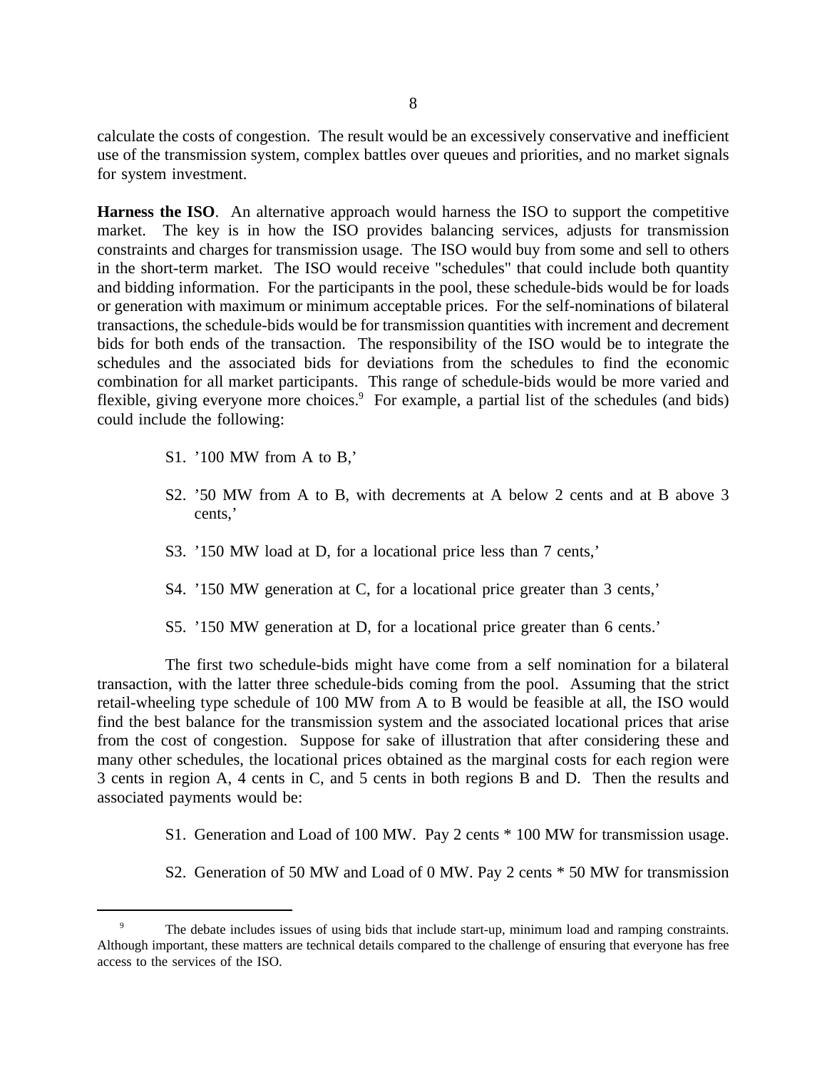calculate the costs of congestion. The result would be an excessively conservative and inefficient use of the transmission system, complex battles over queues and priorities, and no market signals for system investment.

**Harness the ISO**. An alternative approach would harness the ISO to support the competitive market. The key is in how the ISO provides balancing services, adjusts for transmission constraints and charges for transmission usage. The ISO would buy from some and sell to others in the short-term market. The ISO would receive "schedules" that could include both quantity and bidding information. For the participants in the pool, these schedule-bids would be for loads or generation with maximum or minimum acceptable prices. For the self-nominations of bilateral transactions, the schedule-bids would be for transmission quantities with increment and decrement bids for both ends of the transaction. The responsibility of the ISO would be to integrate the schedules and the associated bids for deviations from the schedules to find the economic combination for all market participants. This range of schedule-bids would be more varied and flexible, giving everyone more choices.[9] For example, a partial list of the schedules (and bids) could include the following:

S1. '100 MW from A to B,'

S2. '50 MW from A to B, with decrements at A below 2 cents and at B above 3 cents,'

S3. '150 MW load at D, for a locational price less than 7 cents,'

S4. '150 MW generation at C, for a locational price greater than 3 cents,'

S5. '150 MW generation at D, for a locational price greater than 6 cents.'

The first two schedule-bids might have come from a self nomination for a bilateral transaction, with the latter three schedule-bids coming from the pool. Assuming that the strict retail-wheeling type schedule of 100 MW from A to B would be feasible at all, the ISO would find the best balance for the transmission system and the associated locational prices that arise from the cost of congestion. Suppose for sake of illustration that after considering these and many other schedules, the locational prices obtained as the marginal costs for each region were 3 cents in region A, 4 cents in C, and 5 cents in both regions B and D. Then the results and associated payments would be:

S1. Generation and Load of 100 MW. Pay 2 cents * 100 MW for transmission usage.

S2. Generation of 50 MW and Load of 0 MW. Pay 2 cents * 50 MW for transmission

[9] The debate includes issues of using bids that include start-up, minimum load and ramping constraints. Although important, these matters are technical details compared to the challenge of ensuring that everyone has free access to the services of the ISO.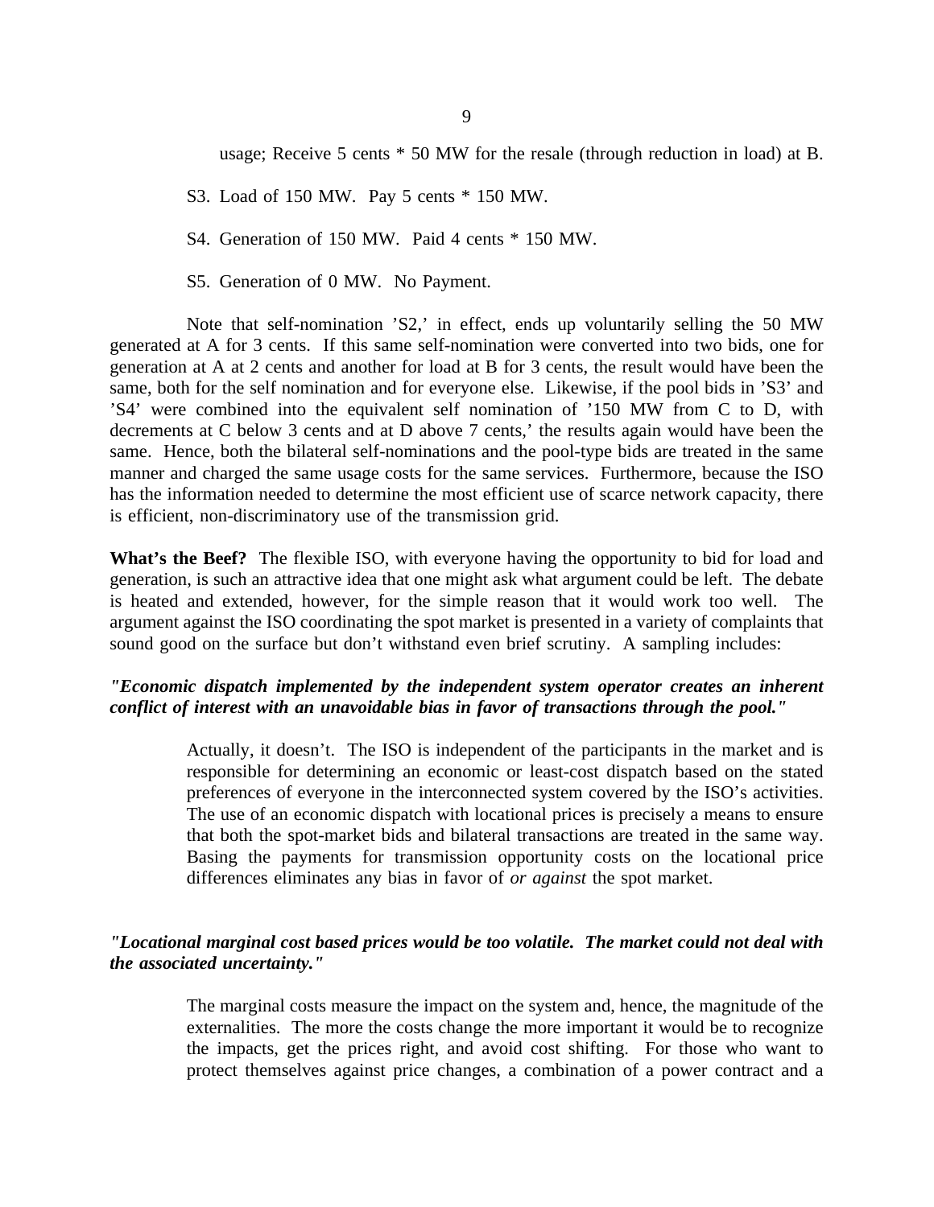usage; Receive 5 cents * 50 MW for the resale (through reduction in load) at B.

S3. Load of 150 MW. Pay 5 cents * 150 MW.

S4. Generation of 150 MW. Paid 4 cents * 150 MW.

S5. Generation of 0 MW. No Payment.

Note that self-nomination 'S2,' in effect, ends up voluntarily selling the 50 MW generated at A for 3 cents. If this same self-nomination were converted into two bids, one for generation at A at 2 cents and another for load at B for 3 cents, the result would have been the same, both for the self nomination and for everyone else. Likewise, if the pool bids in 'S3' and 'S4' were combined into the equivalent self nomination of '150 MW from C to D, with decrements at C below 3 cents and at D above 7 cents,' the results again would have been the same. Hence, both the bilateral self-nominations and the pool-type bids are treated in the same manner and charged the same usage costs for the same services. Furthermore, because the ISO has the information needed to determine the most efficient use of scarce network capacity, there is efficient, non-discriminatory use of the transmission grid.

**What's the Beef?** The flexible ISO, with everyone having the opportunity to bid for load and generation, is such an attractive idea that one might ask what argument could be left. The debate is heated and extended, however, for the simple reason that it would work too well. The argument against the ISO coordinating the spot market is presented in a variety of complaints that sound good on the surface but don't withstand even brief scrutiny. A sampling includes:

***"Economic dispatch implemented by the independent system operator creates an inherent conflict of interest with an unavoidable bias in favor of transactions through the pool."***

> Actually, it doesn't. The ISO is independent of the participants in the market and is responsible for determining an economic or least-cost dispatch based on the stated preferences of everyone in the interconnected system covered by the ISO's activities. The use of an economic dispatch with locational prices is precisely a means to ensure that both the spot-market bids and bilateral transactions are treated in the same way. Basing the payments for transmission opportunity costs on the locational price differences eliminates any bias in favor of *or against* the spot market.

***"Locational marginal cost based prices would be too volatile. The market could not deal with the associated uncertainty."***

> The marginal costs measure the impact on the system and, hence, the magnitude of the externalities. The more the costs change the more important it would be to recognize the impacts, get the prices right, and avoid cost shifting. For those who want to protect themselves against price changes, a combination of a power contract and a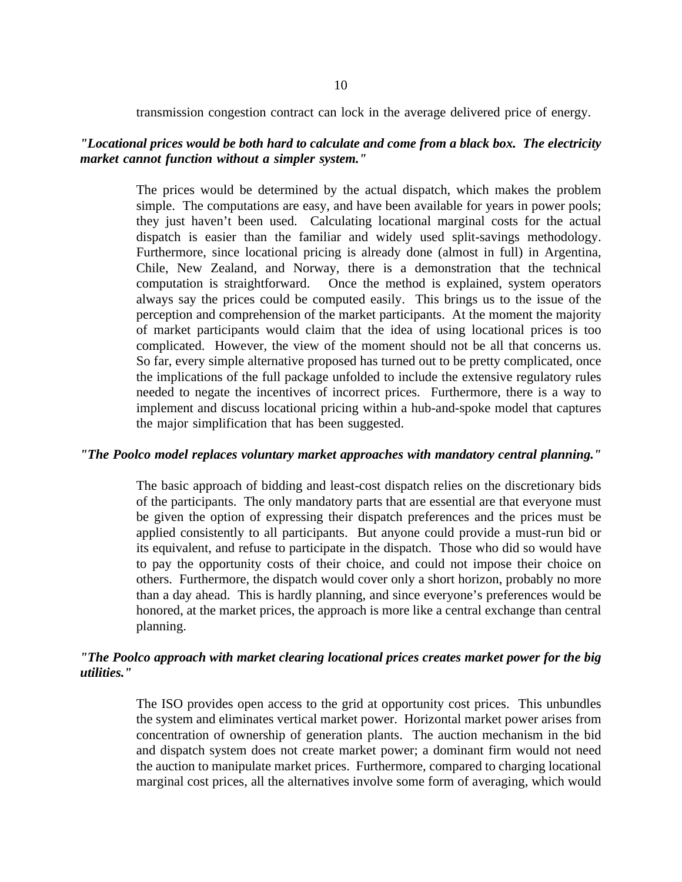transmission congestion contract can lock in the average delivered price of energy.

***"Locational prices would be both hard to calculate and come from a black box. The electricity market cannot function without a simpler system."***

> The prices would be determined by the actual dispatch, which makes the problem simple. The computations are easy, and have been available for years in power pools; they just haven't been used. Calculating locational marginal costs for the actual dispatch is easier than the familiar and widely used split-savings methodology. Furthermore, since locational pricing is already done (almost in full) in Argentina, Chile, New Zealand, and Norway, there is a demonstration that the technical computation is straightforward. Once the method is explained, system operators always say the prices could be computed easily. This brings us to the issue of the perception and comprehension of the market participants. At the moment the majority of market participants would claim that the idea of using locational prices is too complicated. However, the view of the moment should not be all that concerns us. So far, every simple alternative proposed has turned out to be pretty complicated, once the implications of the full package unfolded to include the extensive regulatory rules needed to negate the incentives of incorrect prices. Furthermore, there is a way to implement and discuss locational pricing within a hub-and-spoke model that captures the major simplification that has been suggested.

***"The Poolco model replaces voluntary market approaches with mandatory central planning."***

> The basic approach of bidding and least-cost dispatch relies on the discretionary bids of the participants. The only mandatory parts that are essential are that everyone must be given the option of expressing their dispatch preferences and the prices must be applied consistently to all participants. But anyone could provide a must-run bid or its equivalent, and refuse to participate in the dispatch. Those who did so would have to pay the opportunity costs of their choice, and could not impose their choice on others. Furthermore, the dispatch would cover only a short horizon, probably no more than a day ahead. This is hardly planning, and since everyone's preferences would be honored, at the market prices, the approach is more like a central exchange than central planning.

***"The Poolco approach with market clearing locational prices creates market power for the big utilities."***

> The ISO provides open access to the grid at opportunity cost prices. This unbundles the system and eliminates vertical market power. Horizontal market power arises from concentration of ownership of generation plants. The auction mechanism in the bid and dispatch system does not create market power; a dominant firm would not need the auction to manipulate market prices. Furthermore, compared to charging locational marginal cost prices, all the alternatives involve some form of averaging, which would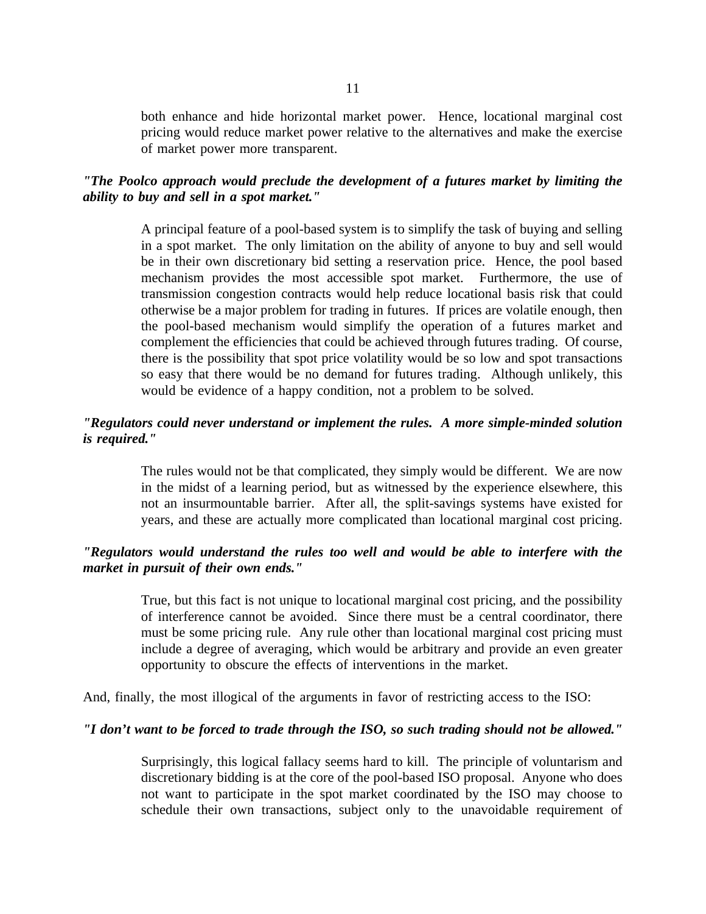both enhance and hide horizontal market power. Hence, locational marginal cost pricing would reduce market power relative to the alternatives and make the exercise of market power more transparent.

***"The Poolco approach would preclude the development of a futures market by limiting the ability to buy and sell in a spot market."***

A principal feature of a pool-based system is to simplify the task of buying and selling in a spot market. The only limitation on the ability of anyone to buy and sell would be in their own discretionary bid setting a reservation price. Hence, the pool based mechanism provides the most accessible spot market. Furthermore, the use of transmission congestion contracts would help reduce locational basis risk that could otherwise be a major problem for trading in futures. If prices are volatile enough, then the pool-based mechanism would simplify the operation of a futures market and complement the efficiencies that could be achieved through futures trading. Of course, there is the possibility that spot price volatility would be so low and spot transactions so easy that there would be no demand for futures trading. Although unlikely, this would be evidence of a happy condition, not a problem to be solved.

***"Regulators could never understand or implement the rules. A more simple-minded solution is required."***

The rules would not be that complicated, they simply would be different. We are now in the midst of a learning period, but as witnessed by the experience elsewhere, this not an insurmountable barrier. After all, the split-savings systems have existed for years, and these are actually more complicated than locational marginal cost pricing.

***"Regulators would understand the rules too well and would be able to interfere with the market in pursuit of their own ends."***

True, but this fact is not unique to locational marginal cost pricing, and the possibility of interference cannot be avoided. Since there must be a central coordinator, there must be some pricing rule. Any rule other than locational marginal cost pricing must include a degree of averaging, which would be arbitrary and provide an even greater opportunity to obscure the effects of interventions in the market.

And, finally, the most illogical of the arguments in favor of restricting access to the ISO:

***"I don't want to be forced to trade through the ISO, so such trading should not be allowed."***

Surprisingly, this logical fallacy seems hard to kill. The principle of voluntarism and discretionary bidding is at the core of the pool-based ISO proposal. Anyone who does not want to participate in the spot market coordinated by the ISO may choose to schedule their own transactions, subject only to the unavoidable requirement of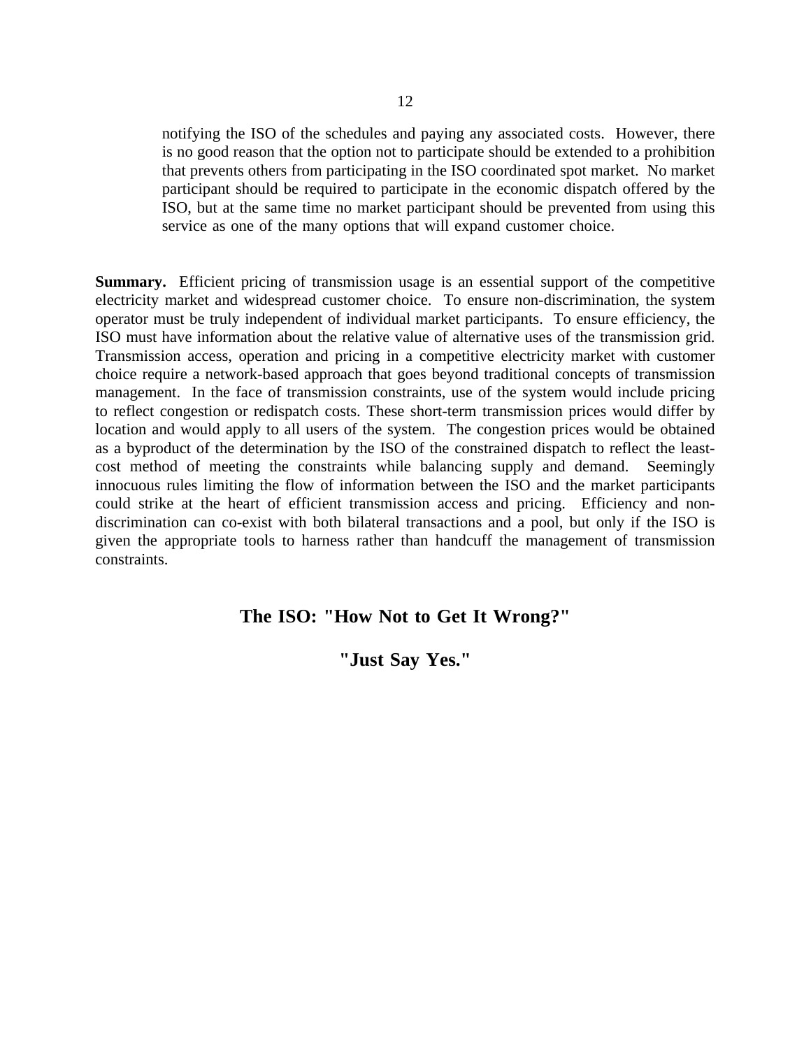notifying the ISO of the schedules and paying any associated costs. However, there is no good reason that the option not to participate should be extended to a prohibition that prevents others from participating in the ISO coordinated spot market. No market participant should be required to participate in the economic dispatch offered by the ISO, but at the same time no market participant should be prevented from using this service as one of the many options that will expand customer choice.

**Summary.** Efficient pricing of transmission usage is an essential support of the competitive electricity market and widespread customer choice. To ensure non-discrimination, the system operator must be truly independent of individual market participants. To ensure efficiency, the ISO must have information about the relative value of alternative uses of the transmission grid. Transmission access, operation and pricing in a competitive electricity market with customer choice require a network-based approach that goes beyond traditional concepts of transmission management. In the face of transmission constraints, use of the system would include pricing to reflect congestion or redispatch costs. These short-term transmission prices would differ by location and would apply to all users of the system. The congestion prices would be obtained as a byproduct of the determination by the ISO of the constrained dispatch to reflect the least-cost method of meeting the constraints while balancing supply and demand. Seemingly innocuous rules limiting the flow of information between the ISO and the market participants could strike at the heart of efficient transmission access and pricing. Efficiency and non-discrimination can co-exist with both bilateral transactions and a pool, but only if the ISO is given the appropriate tools to harness rather than handcuff the management of transmission constraints.

## The ISO: "How Not to Get It Wrong?"

## "Just Say Yes."